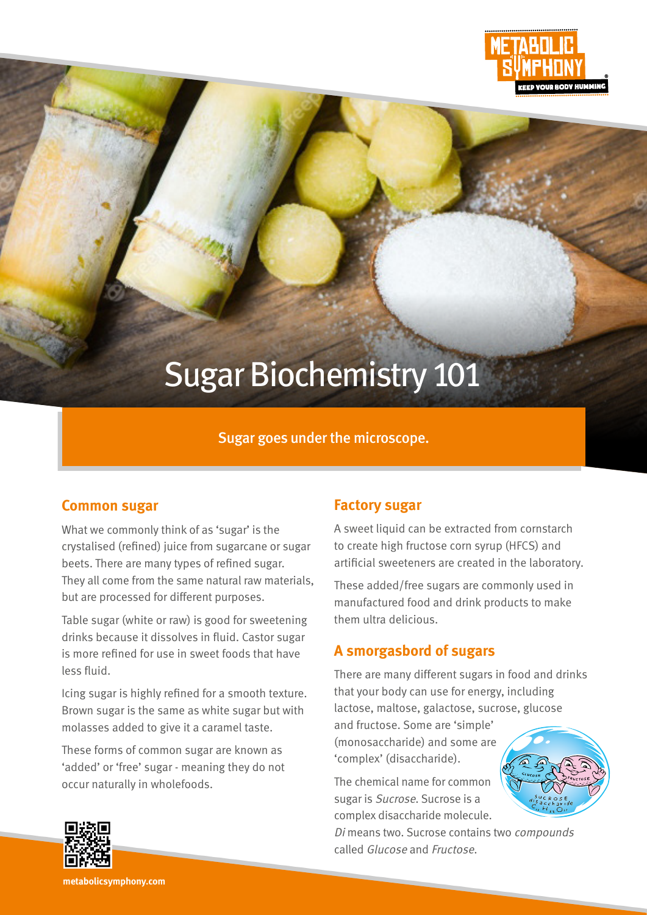# Sugar Biochemistry 101

Sugar goes under the microscope.

## Common sugar

What we commonly think of as 'sugar' is the crystalised (refined) juice from sugarcane or sugar beets. There are many types of refined sugar. They all come from the same natural raw materials, but are processed for different purposes.

Table sugar (white or raw) is good for sweetening drinks because it dissolves in fluid. Castor sugar is more refined for use in sweet foods that have less fluid.

Icing sugar is highly refined for a smooth texture. Brown sugar is the same as white sugar but with molasses added to give it a caramel taste.

These forms of common sugar are known as 'added' or 'free' sugar - meaning they do not occur naturally in wholefoods.

## Factory sugar

A sweet liquid can be extracted from cornstarch to create high fructose corn syrup (HFCS) and artificial sweeteners are created in the laboratory.

These added/free sugars are commonly used in manufactured food and drink products to make them ultra delicious.

## A smorgasbord of sugars

There are many different sugars in food and drinks that your body can use for energy, including lactose, maltose, galactose, sucrose, glucose and fructose. Some are 'simple' (monosaccharide) and some are 'complex' (disaccharide).

The chemical name for common sugar is *Sucrose*. Sucrose is a complex disaccharide molecule. *Di* means two. Sucrose contains two *compounds* called *Glucose* and *Fructose*.

metabolicsymphony.com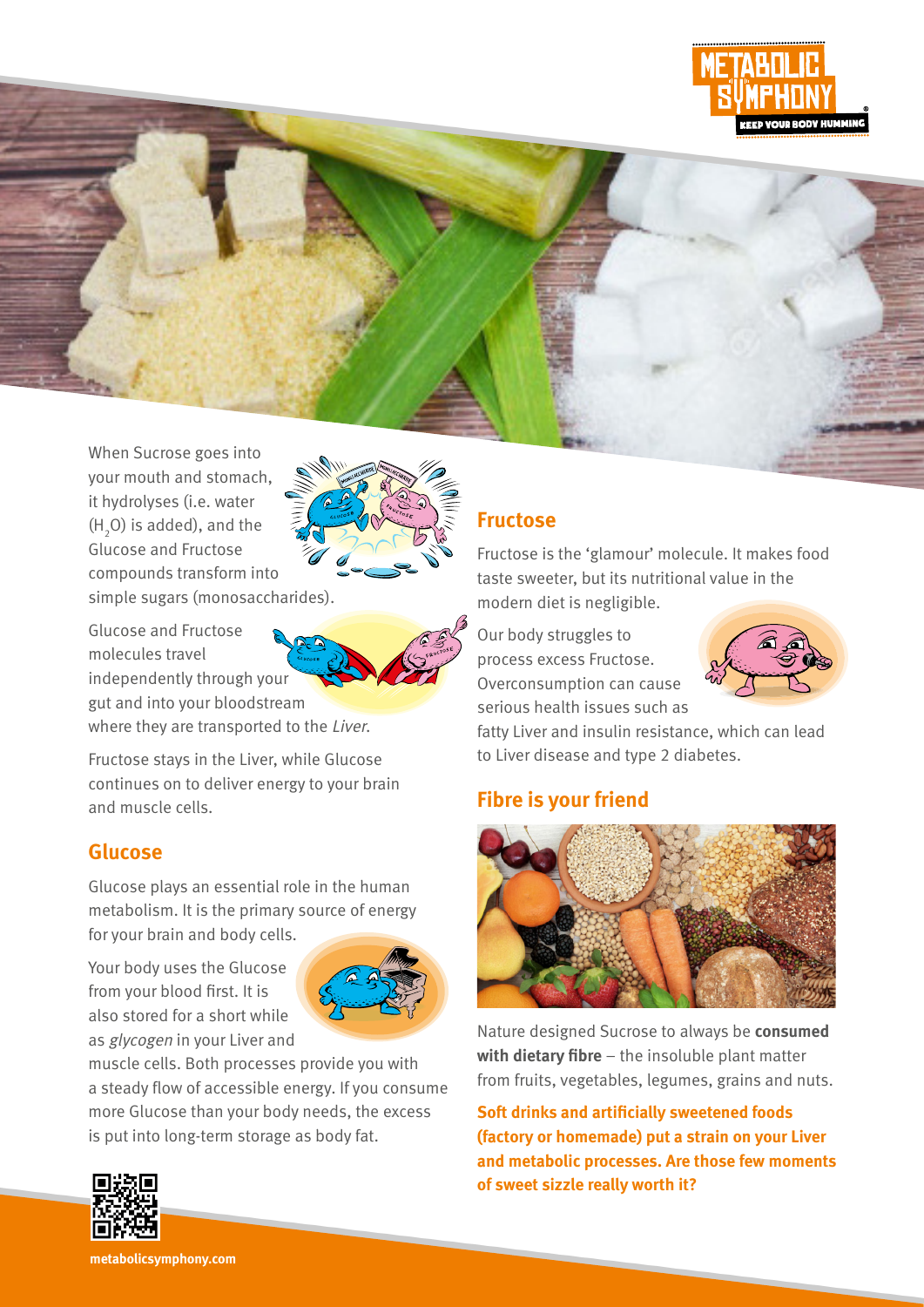When Sucrose goes into your mouth and stomach, it hydrolyses (i.e. water ($H_2O$) is added), and the Glucose and Fructose compounds transform into simple sugars (monosaccharides).

Glucose and Fructose molecules travel independently through your gut and into your bloodstream where they are transported to the *Liver*.

Fructose stays in the Liver, while Glucose continues on to deliver energy to your brain and muscle cells.

## Glucose

Glucose plays an essential role in the human metabolism. It is the primary source of energy for your brain and body cells.

Your body uses the Glucose from your blood first. It is also stored for a short while as *glycogen* in your Liver and muscle cells. Both processes provide you with a steady flow of accessible energy. If you consume more Glucose than your body needs, the excess is put into long-term storage as body fat.

## Fructose

Fructose is the 'glamour' molecule. It makes food taste sweeter, but its nutritional value in the modern diet is negligible.

Our body struggles to process excess Fructose. Overconsumption can cause serious health issues such as fatty Liver and insulin resistance, which can lead to Liver disease and type 2 diabetes.

## Fibre is your friend

Nature designed Sucrose to always be **consumed with dietary fibre** – the insoluble plant matter from fruits, vegetables, legumes, grains and nuts.

**Soft drinks and artificially sweetened foods (factory or homemade) put a strain on your Liver and metabolic processes. Are those few moments of sweet sizzle really worth it?**

**metabolicsymphony.com**